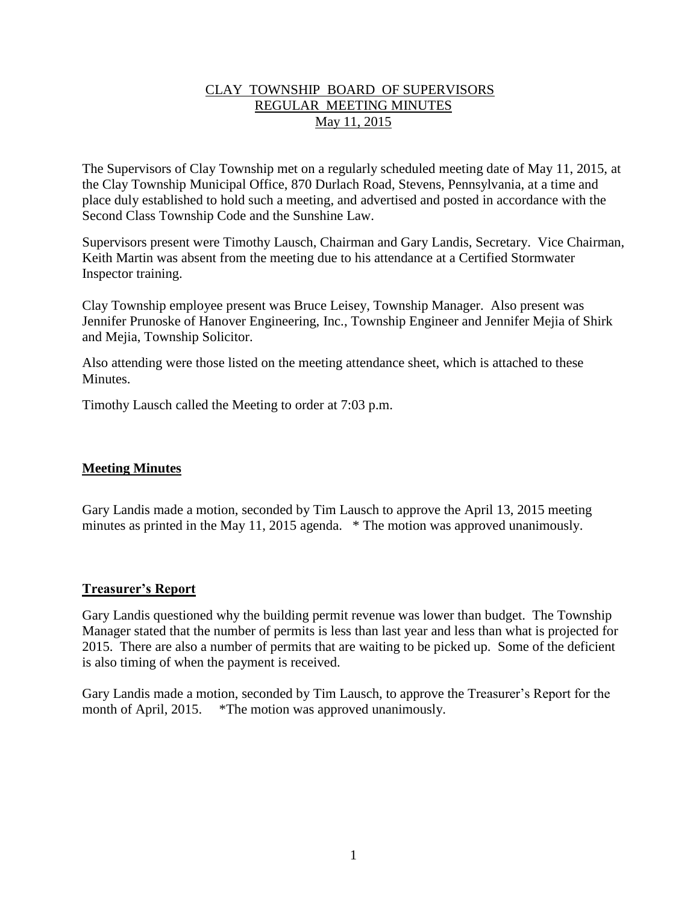# CLAY TOWNSHIP BOARD OF SUPERVISORS
## REGULAR MEETING MINUTES
### May 11, 2015

The Supervisors of Clay Township met on a regularly scheduled meeting date of May 11, 2015, at the Clay Township Municipal Office, 870 Durlach Road, Stevens, Pennsylvania, at a time and place duly established to hold such a meeting, and advertised and posted in accordance with the Second Class Township Code and the Sunshine Law.

Supervisors present were Timothy Lausch, Chairman and Gary Landis, Secretary. Vice Chairman, Keith Martin was absent from the meeting due to his attendance at a Certified Stormwater Inspector training.

Clay Township employee present was Bruce Leisey, Township Manager. Also present was Jennifer Prunoske of Hanover Engineering, Inc., Township Engineer and Jennifer Mejia of Shirk and Mejia, Township Solicitor.

Also attending were those listed on the meeting attendance sheet, which is attached to these Minutes.

Timothy Lausch called the Meeting to order at 7:03 p.m.

**Meeting Minutes**

Gary Landis made a motion, seconded by Tim Lausch to approve the April 13, 2015 meeting minutes as printed in the May 11, 2015 agenda. * The motion was approved unanimously.

**Treasurer's Report**

Gary Landis questioned why the building permit revenue was lower than budget. The Township Manager stated that the number of permits is less than last year and less than what is projected for 2015. There are also a number of permits that are waiting to be picked up. Some of the deficient is also timing of when the payment is received.

Gary Landis made a motion, seconded by Tim Lausch, to approve the Treasurer's Report for the month of April, 2015. *The motion was approved unanimously.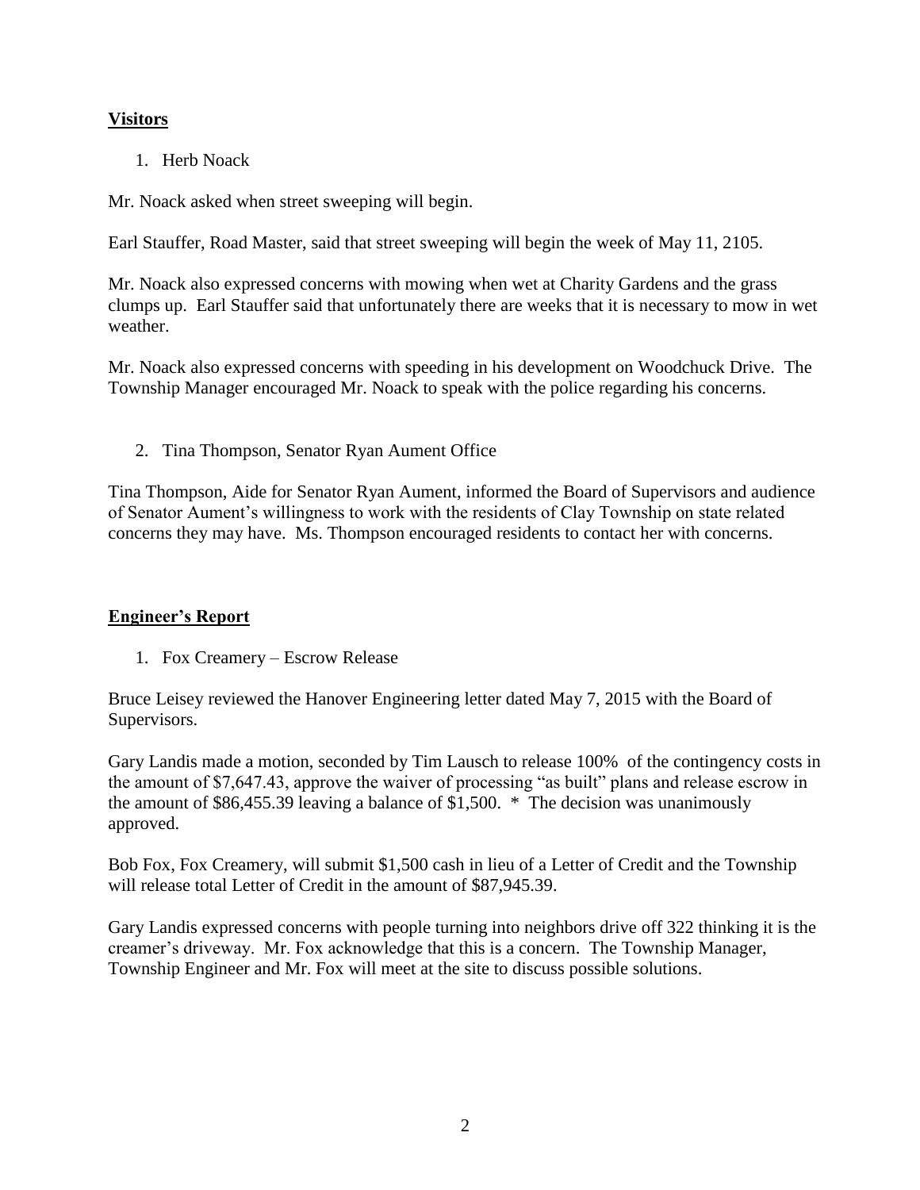## Visitors

1. Herb Noack

Mr. Noack asked when street sweeping will begin.

Earl Stauffer, Road Master, said that street sweeping will begin the week of May 11, 2105.

Mr. Noack also expressed concerns with mowing when wet at Charity Gardens and the grass clumps up. Earl Stauffer said that unfortunately there are weeks that it is necessary to mow in wet weather.

Mr. Noack also expressed concerns with speeding in his development on Woodchuck Drive. The Township Manager encouraged Mr. Noack to speak with the police regarding his concerns.

2. Tina Thompson, Senator Ryan Aument Office

Tina Thompson, Aide for Senator Ryan Aument, informed the Board of Supervisors and audience of Senator Aument's willingness to work with the residents of Clay Township on state related concerns they may have. Ms. Thompson encouraged residents to contact her with concerns.

## Engineer's Report

1. Fox Creamery – Escrow Release

Bruce Leisey reviewed the Hanover Engineering letter dated May 7, 2015 with the Board of Supervisors.

Gary Landis made a motion, seconded by Tim Lausch to release 100% of the contingency costs in the amount of $7,647.43, approve the waiver of processing "as built" plans and release escrow in the amount of $86,455.39 leaving a balance of $1,500. * The decision was unanimously approved.

Bob Fox, Fox Creamery, will submit $1,500 cash in lieu of a Letter of Credit and the Township will release total Letter of Credit in the amount of $87,945.39.

Gary Landis expressed concerns with people turning into neighbors drive off 322 thinking it is the creamer's driveway. Mr. Fox acknowledge that this is a concern. The Township Manager, Township Engineer and Mr. Fox will meet at the site to discuss possible solutions.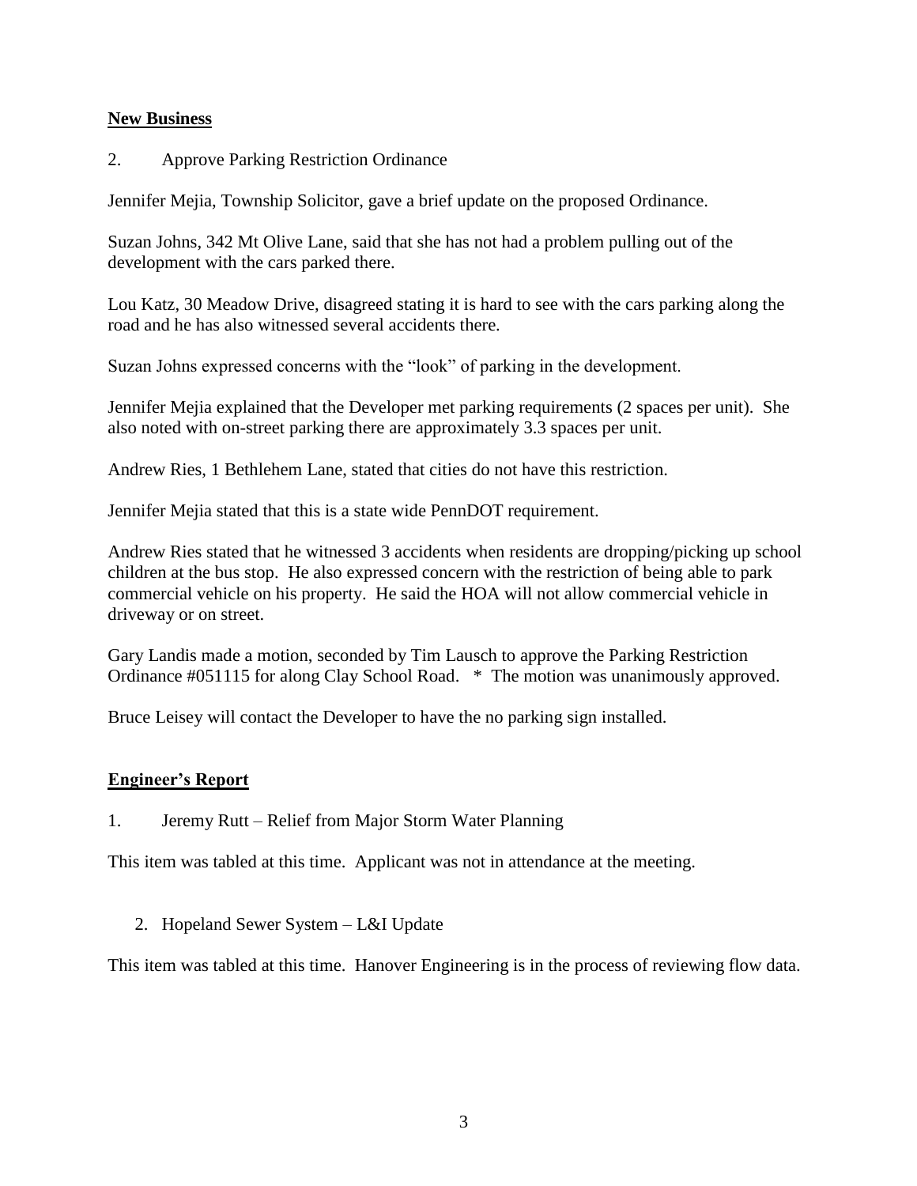## New Business

2. Approve Parking Restriction Ordinance

Jennifer Mejia, Township Solicitor, gave a brief update on the proposed Ordinance.

Suzan Johns, 342 Mt Olive Lane, said that she has not had a problem pulling out of the development with the cars parked there.

Lou Katz, 30 Meadow Drive, disagreed stating it is hard to see with the cars parking along the road and he has also witnessed several accidents there.

Suzan Johns expressed concerns with the "look" of parking in the development.

Jennifer Mejia explained that the Developer met parking requirements (2 spaces per unit). She also noted with on-street parking there are approximately 3.3 spaces per unit.

Andrew Ries, 1 Bethlehem Lane, stated that cities do not have this restriction.

Jennifer Mejia stated that this is a state wide PennDOT requirement.

Andrew Ries stated that he witnessed 3 accidents when residents are dropping/picking up school children at the bus stop. He also expressed concern with the restriction of being able to park commercial vehicle on his property. He said the HOA will not allow commercial vehicle in driveway or on street.

Gary Landis made a motion, seconded by Tim Lausch to approve the Parking Restriction Ordinance #051115 for along Clay School Road. * The motion was unanimously approved.

Bruce Leisey will contact the Developer to have the no parking sign installed.

## Engineer's Report

1. Jeremy Rutt – Relief from Major Storm Water Planning

This item was tabled at this time. Applicant was not in attendance at the meeting.

2. Hopeland Sewer System – L&I Update

This item was tabled at this time. Hanover Engineering is in the process of reviewing flow data.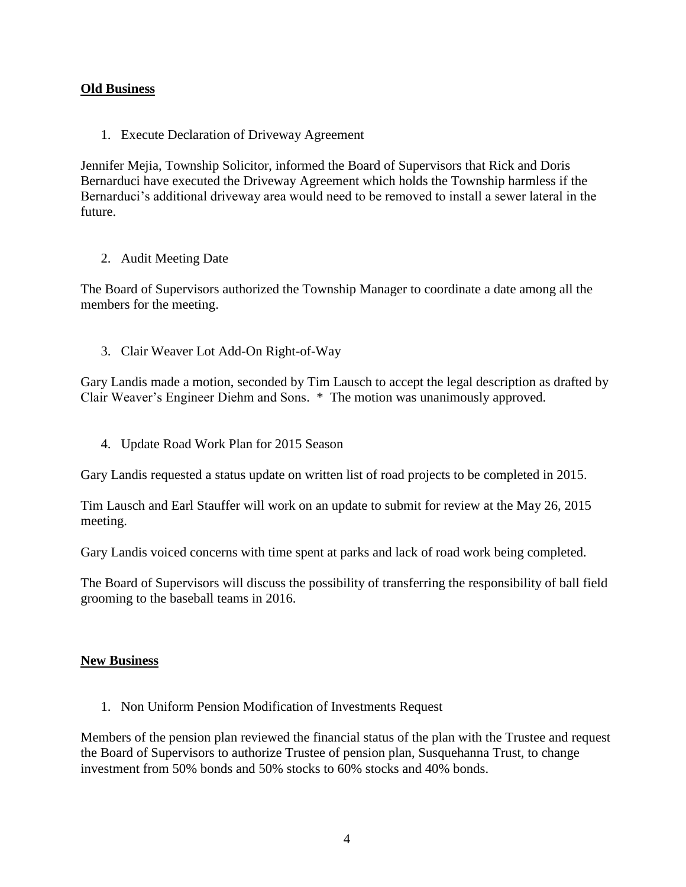**Old Business**

1. Execute Declaration of Driveway Agreement

Jennifer Mejia, Township Solicitor, informed the Board of Supervisors that Rick and Doris Bernarduci have executed the Driveway Agreement which holds the Township harmless if the Bernarduci's additional driveway area would need to be removed to install a sewer lateral in the future.

2. Audit Meeting Date

The Board of Supervisors authorized the Township Manager to coordinate a date among all the members for the meeting.

3. Clair Weaver Lot Add-On Right-of-Way

Gary Landis made a motion, seconded by Tim Lausch to accept the legal description as drafted by Clair Weaver's Engineer Diehm and Sons. * The motion was unanimously approved.

4. Update Road Work Plan for 2015 Season

Gary Landis requested a status update on written list of road projects to be completed in 2015.

Tim Lausch and Earl Stauffer will work on an update to submit for review at the May 26, 2015 meeting.

Gary Landis voiced concerns with time spent at parks and lack of road work being completed.

The Board of Supervisors will discuss the possibility of transferring the responsibility of ball field grooming to the baseball teams in 2016.

**New Business**

1. Non Uniform Pension Modification of Investments Request

Members of the pension plan reviewed the financial status of the plan with the Trustee and request the Board of Supervisors to authorize Trustee of pension plan, Susquehanna Trust, to change investment from 50% bonds and 50% stocks to 60% stocks and 40% bonds.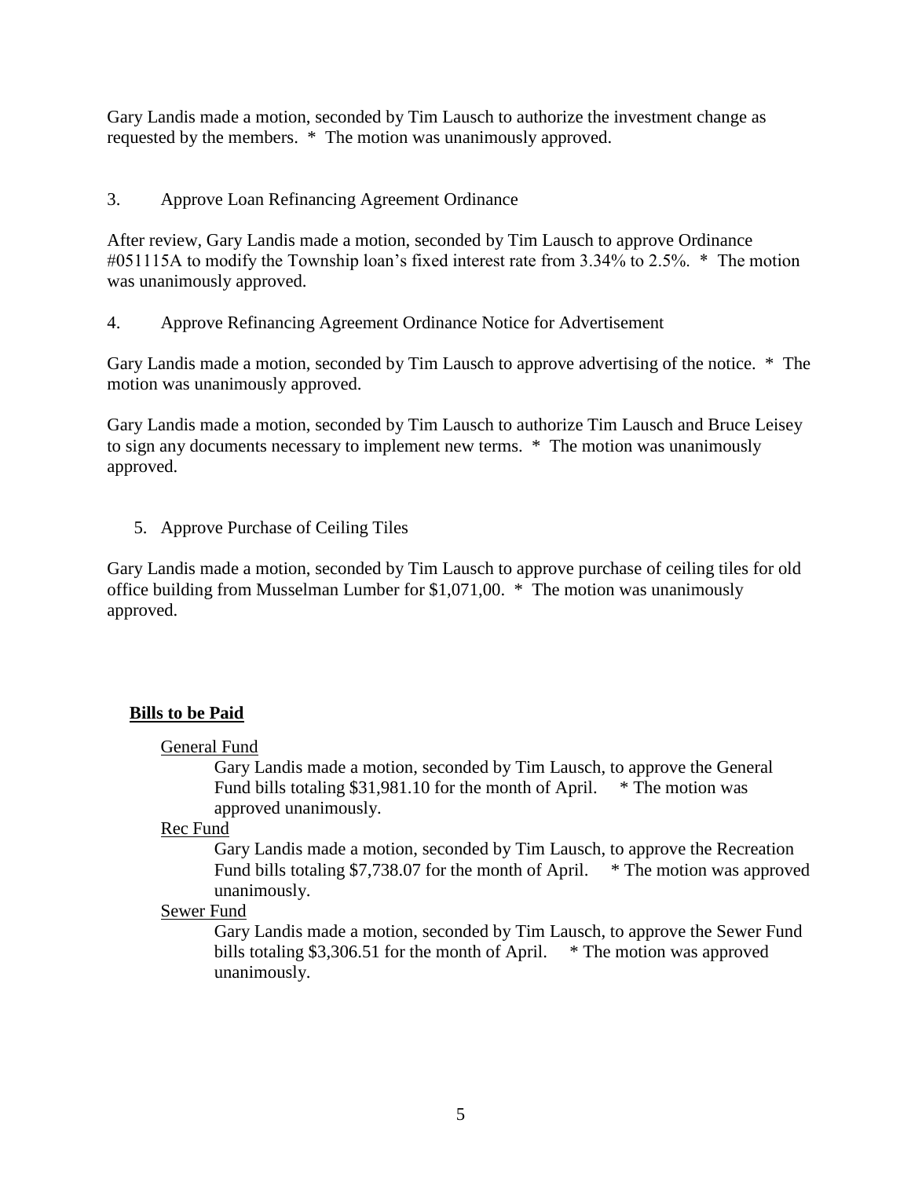Gary Landis made a motion, seconded by Tim Lausch to authorize the investment change as requested by the members. * The motion was unanimously approved.

3. Approve Loan Refinancing Agreement Ordinance

After review, Gary Landis made a motion, seconded by Tim Lausch to approve Ordinance #051115A to modify the Township loan's fixed interest rate from 3.34% to 2.5%. * The motion was unanimously approved.

4. Approve Refinancing Agreement Ordinance Notice for Advertisement

Gary Landis made a motion, seconded by Tim Lausch to approve advertising of the notice. * The motion was unanimously approved.

Gary Landis made a motion, seconded by Tim Lausch to authorize Tim Lausch and Bruce Leisey to sign any documents necessary to implement new terms. * The motion was unanimously approved.

5. Approve Purchase of Ceiling Tiles

Gary Landis made a motion, seconded by Tim Lausch to approve purchase of ceiling tiles for old office building from Musselman Lumber for $1,071,00. * The motion was unanimously approved.

**Bills to be Paid**

General Fund

Gary Landis made a motion, seconded by Tim Lausch, to approve the General Fund bills totaling $31,981.10 for the month of April. * The motion was approved unanimously.

Rec Fund

Gary Landis made a motion, seconded by Tim Lausch, to approve the Recreation Fund bills totaling $7,738.07 for the month of April. * The motion was approved unanimously.

Sewer Fund

Gary Landis made a motion, seconded by Tim Lausch, to approve the Sewer Fund bills totaling $3,306.51 for the month of April. * The motion was approved unanimously.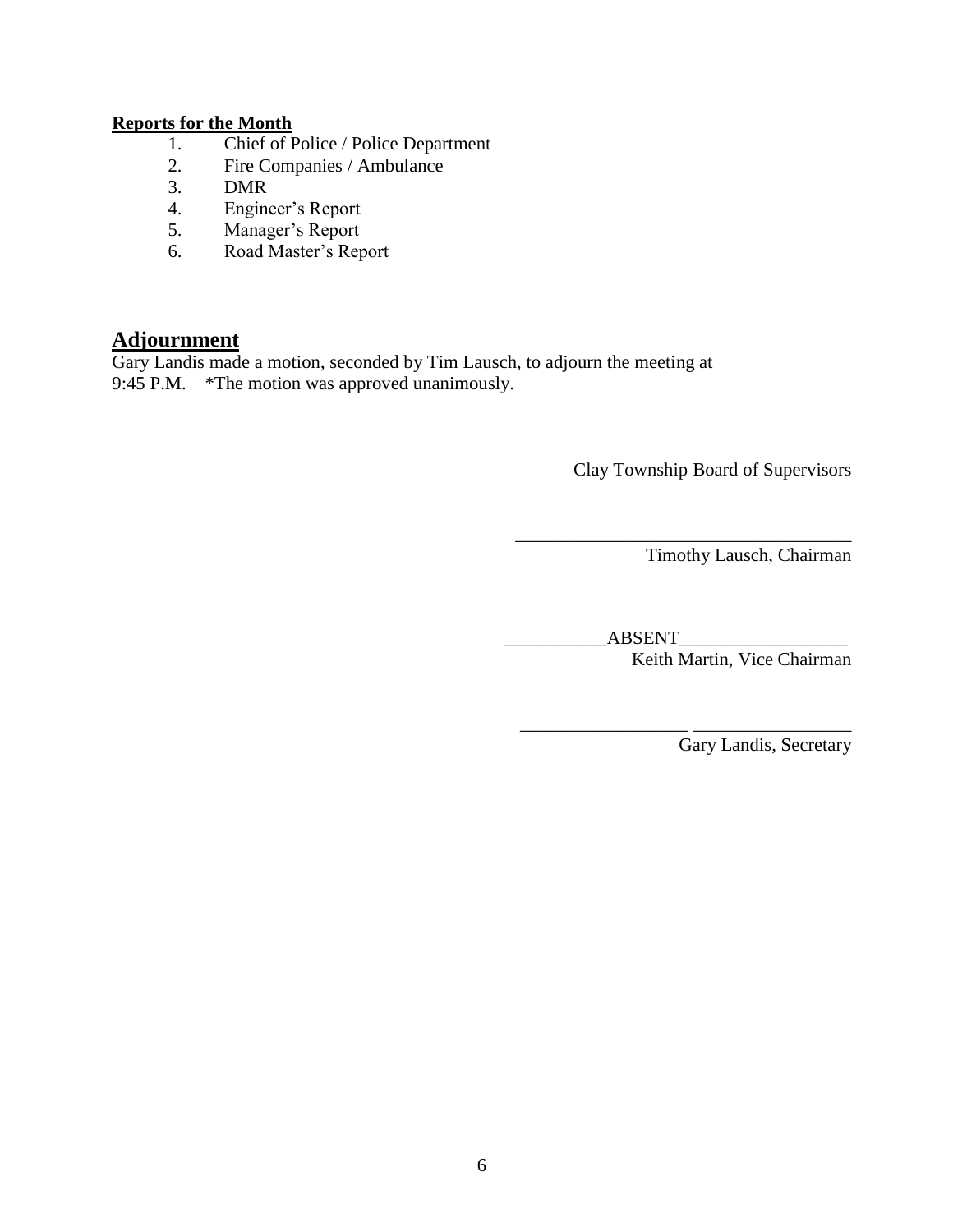**Reports for the Month**

1. Chief of Police / Police Department
2. Fire Companies / Ambulance
3. DMR
4. Engineer's Report
5. Manager's Report
6. Road Master's Report

## Adjournment

Gary Landis made a motion, seconded by Tim Lausch, to adjourn the meeting at 9:45 P.M. *The motion was approved unanimously.

Clay Township Board of Supervisors

\_\_\_\_\_\_\_\_\_\_\_\_\_\_\_\_\_\_\_\_\_\_\_\_\_\_\_\_\_\_\_\_\_\_\_\_\_\_
Timothy Lausch, Chairman

\_\_\_\_\_\_\_\_\_\_\_ABSENT\_\_\_\_\_\_\_\_\_\_\_\_\_\_\_\_\_\_
Keith Martin, Vice Chairman

\_\_\_\_\_\_\_\_\_\_\_\_\_\_\_\_\_\_\_\_\_\_\_\_\_\_\_\_\_\_\_\_\_\_\_\_\_\_
Gary Landis, Secretary